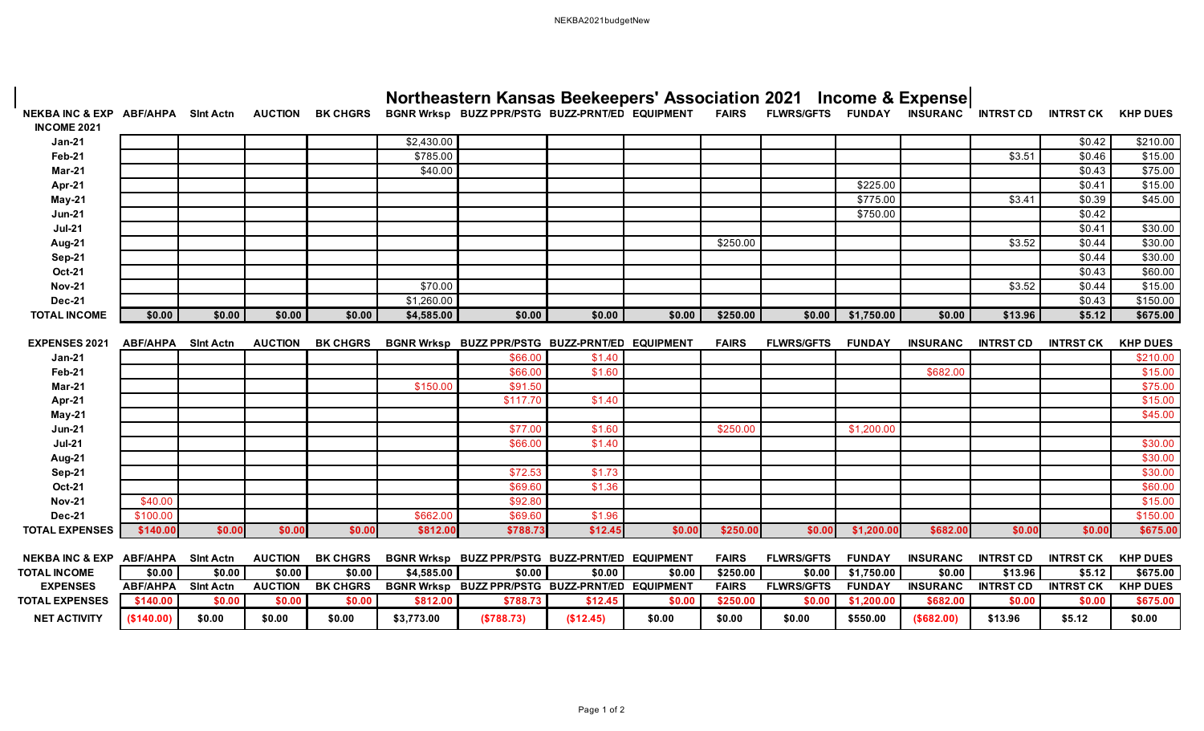# Northeastern Kansas Beekeepers' Association 2021 Income & Expense

| NEKBA INC & EXP INCOME 2021 | ABF/AHPA | Slnt Actn | AUCTION | BK CHGRS | BGNR Wrksp | BUZZ PPR/PSTG | BUZZ-PRNT/ED | EQUIPMENT | FAIRS | FLWRS/GFTS | FUNDAY | INSURANC | INTRST CD | INTRST CK | KHP DUES |
|---|---|---|---|---|---|---|---|---|---|---|---|---|---|---|---|
| Jan-21 | | | | | $2,430.00 | | | | | | | | | $0.42 | $210.00 |
| Feb-21 | | | | | $785.00 | | | | | | | | $3.51 | $0.46 | $15.00 |
| Mar-21 | | | | | $40.00 | | | | | | | | | $0.43 | $75.00 |
| Apr-21 | | | | | | | | | | | $225.00 | | | $0.41 | $15.00 |
| May-21 | | | | | | | | | | | $775.00 | | $3.41 | $0.39 | $45.00 |
| Jun-21 | | | | | | | | | | | $750.00 | | | $0.42 | |
| Jul-21 | | | | | | | | | | | | | | $0.41 | $30.00 |
| Aug-21 | | | | | | | | | $250.00 | | | | $3.52 | $0.44 | $30.00 |
| Sep-21 | | | | | | | | | | | | | | $0.44 | $30.00 |
| Oct-21 | | | | | | | | | | | | | | $0.43 | $60.00 |
| Nov-21 | | | | | $70.00 | | | | | | | | $3.52 | $0.44 | $15.00 |
| Dec-21 | | | | | $1,260.00 | | | | | | | | | $0.43 | $150.00 |
| **TOTAL INCOME** | $0.00 | $0.00 | $0.00 | $0.00 | $4,585.00 | $0.00 | $0.00 | $0.00 | $250.00 | $0.00 | $1,750.00 | $0.00 | $13.96 | $5.12 | $675.00 |

| EXPENSES 2021 | ABF/AHPA | Slnt Actn | AUCTION | BK CHGRS | BGNR Wrksp | BUZZ PPR/PSTG | BUZZ-PRNT/ED | EQUIPMENT | FAIRS | FLWRS/GFTS | FUNDAY | INSURANC | INTRST CD | INTRST CK | KHP DUES |
|---|---|---|---|---|---|---|---|---|---|---|---|---|---|---|---|
| Jan-21 | | | | | | $66.00 | $1.40 | | | | | | | | $210.00 |
| Feb-21 | | | | | | $66.00 | $1.60 | | | | | $682.00 | | | $15.00 |
| Mar-21 | | | | | $150.00 | $91.50 | | | | | | | | | $75.00 |
| Apr-21 | | | | | | $117.70 | $1.40 | | | | | | | | $15.00 |
| May-21 | | | | | | | | | | | | | | | $45.00 |
| Jun-21 | | | | | | $77.00 | $1.60 | | $250.00 | | $1,200.00 | | | | |
| Jul-21 | | | | | | $66.00 | $1.40 | | | | | | | | $30.00 |
| Aug-21 | | | | | | | | | | | | | | | $30.00 |
| Sep-21 | | | | | | $72.53 | $1.73 | | | | | | | | $30.00 |
| Oct-21 | | | | | | $69.60 | $1.36 | | | | | | | | $60.00 |
| Nov-21 | $40.00 | | | | | $92.80 | | | | | | | | | $15.00 |
| Dec-21 | $100.00 | | | | $662.00 | $69.60 | $1.96 | | | | | | | | $150.00 |
| **TOTAL EXPENSES** | $140.00 | $0.00 | $0.00 | $0.00 | $812.00 | $788.73 | $12.45 | $0.00 | $250.00 | $0.00 | $1,200.00 | $682.00 | $0.00 | $0.00 | $675.00 |

| NEKBA INC & EXP | ABF/AHPA | Slnt Actn | AUCTION | BK CHGRS | BGNR Wrksp | BUZZ PPR/PSTG | BUZZ-PRNT/ED | EQUIPMENT | FAIRS | FLWRS/GFTS | FUNDAY | INSURANC | INTRST CD | INTRST CK | KHP DUES |
|---|---|---|---|---|---|---|---|---|---|---|---|---|---|---|---|
| TOTAL INCOME | $0.00 | $0.00 | $0.00 | $0.00 | $4,585.00 | $0.00 | $0.00 | $0.00 | $250.00 | $0.00 | $1,750.00 | $0.00 | $13.96 | $5.12 | $675.00 |
| EXPENSES | ABF/AHPA | Slnt Actn | AUCTION | BK CHGRS | BGNR Wrksp | BUZZ PPR/PSTG | BUZZ-PRNT/ED | EQUIPMENT | FAIRS | FLWRS/GFTS | FUNDAY | INSURANC | INTRST CD | INTRST CK | KHP DUES |
| TOTAL EXPENSES | $140.00 | $0.00 | $0.00 | $0.00 | $812.00 | $788.73 | $12.45 | $0.00 | $250.00 | $0.00 | $1,200.00 | $682.00 | $0.00 | $0.00 | $675.00 |
| NET ACTIVITY | ($140.00) | $0.00 | $0.00 | $0.00 | $3,773.00 | ($788.73) | ($12.45) | $0.00 | $0.00 | $0.00 | $550.00 | ($682.00) | $13.96 | $5.12 | $0.00 |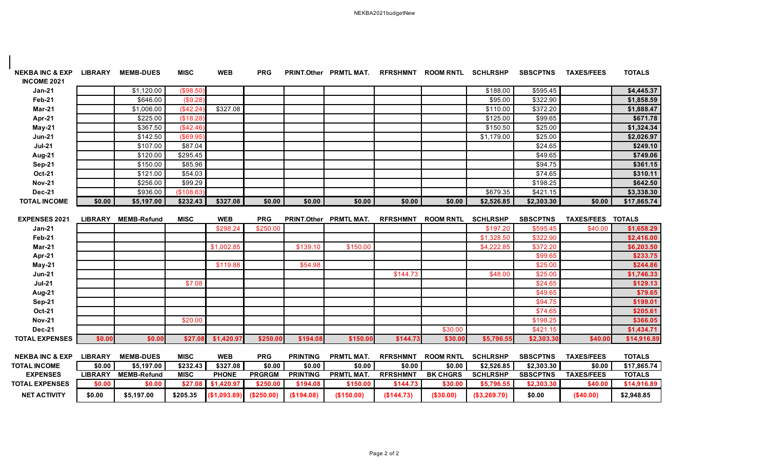| NEKBA INC & EXP INCOME 2021 | LIBRARY | MEMB-DUES | MISC | WEB | PRG | PRINT.Other | PRMTL MAT. | RFRSHMNT | ROOM RNTL | SCHLRSHP | SBSCPTNS | TAXES/FEES | TOTALS |
|---|---|---|---|---|---|---|---|---|---|---|---|---|---|
| Jan-21 | | $1,120.00 | ($98.50) | | | | | | | $188.00 | $595.45 | | $4,445.37 |
| Feb-21 | | $646.00 | ($9.28) | | | | | | | $95.00 | $322.90 | | $1,858.59 |
| Mar-21 | | $1,006.00 | ($42.24) | $327.08 | | | | | | $110.00 | $372.20 | | $1,888.47 |
| Apr-21 | | $225.00 | ($18.28) | | | | | | | $125.00 | $99.65 | | $671.78 |
| May-21 | | $367.50 | ($42.46) | | | | | | | $150.50 | $25.00 | | $1,324.34 |
| Jun-21 | | $142.50 | ($69.95) | | | | | | | $1,179.00 | $25.00 | | $2,026.97 |
| Jul-21 | | $107.00 | $87.04 | | | | | | | | $24.65 | | $249.10 |
| Aug-21 | | $120.00 | $295.45 | | | | | | | | $49.65 | | $749.06 |
| Sep-21 | | $150.00 | $85.96 | | | | | | | | $94.75 | | $361.15 |
| Oct-21 | | $121.00 | $54.03 | | | | | | | | $74.65 | | $310.11 |
| Nov-21 | | $256.00 | $99.29 | | | | | | | | $198.25 | | $642.50 |
| Dec-21 | | $936.00 | ($108.63) | | | | | | | $679.35 | $421.15 | | $3,338.30 |
| TOTAL INCOME | $0.00 | $5,197.00 | $232.43 | $327.08 | $0.00 | $0.00 | $0.00 | $0.00 | $0.00 | $2,526.85 | $2,303.30 | $0.00 | $17,865.74 |

| EXPENSES 2021 | LIBRARY | MEMB-Refund | MISC | WEB | PRG | PRINT.Other | PRMTL MAT. | RFRSHMNT | ROOM RNTL | SCHLRSHP | SBSCPTNS | TAXES/FEES | TOTALS |
|---|---|---|---|---|---|---|---|---|---|---|---|---|---|
| Jan-21 | | | | $298.24 | $250.00 | | | | | $197.20 | $595.45 | $40.00 | $1,658.29 |
| Feb-21 | | | | | | | | | | $1,328.50 | $322.90 | | $2,416.00 |
| Mar-21 | | | | $1,002.85 | | $139.10 | $150.00 | | | $4,222.85 | $372.20 | | $6,203.50 |
| Apr-21 | | | | | | | | | | | $99.65 | | $233.75 |
| May-21 | | | | $119.88 | | $54.98 | | | | | $25.00 | | $244.86 |
| Jun-21 | | | | | | | | $144.73 | | $48.00 | $25.00 | | $1,746.33 |
| Jul-21 | | | $7.08 | | | | | | | | $24.65 | | $129.13 |
| Aug-21 | | | | | | | | | | | $49.65 | | $79.65 |
| Sep-21 | | | | | | | | | | | $94.75 | | $199.01 |
| Oct-21 | | | | | | | | | | | $74.65 | | $205.61 |
| Nov-21 | | | $20.00 | | | | | | | | $198.25 | | $366.05 |
| Dec-21 | | | | | | | | | $30.00 | | $421.15 | | $1,434.71 |
| TOTAL EXPENSES | $0.00 | $0.00 | $27.08 | $1,420.97 | $250.00 | $194.08 | $150.00 | $144.73 | $30.00 | $5,796.55 | $2,303.30 | $40.00 | $14,916.89 |

| NEKBA INC & EXP | LIBRARY | MEMB-DUES | MISC | WEB | PRG | PRINTING | PRMTL MAT. | RFRSHMNT | ROOM RNTL | SCHLRSHP | SBSCPTNS | TAXES/FEES | TOTALS |
|---|---|---|---|---|---|---|---|---|---|---|---|---|---|
| TOTAL INCOME | $0.00 | $5,197.00 | $232.43 | $327.08 | $0.00 | $0.00 | $0.00 | $0.00 | $0.00 | $2,526.85 | $2,303.30 | $0.00 | $17,865.74 |
| EXPENSES | LIBRARY | MEMB-Refund | MISC | PHONE | PRGRGM | PRINTING | PRMTL MAT. | RFRSHMNT | BK CHGRS | SCHLRSHP | SBSCPTNS | TAXES/FEES | TOTALS |
| TOTAL EXPENSES | $0.00 | $0.00 | $27.08 | $1,420.97 | $250.00 | $194.08 | $150.00 | $144.73 | $30.00 | $5,796.55 | $2,303.30 | $40.00 | $14,916.89 |
| NET ACTIVITY | $0.00 | $5,197.00 | $205.35 | ($1,093.89) | ($250.00) | ($194.08) | ($150.00) | ($144.73) | ($30.00) | ($3,269.70) | $0.00 | ($40.00) | $2,948.85 |